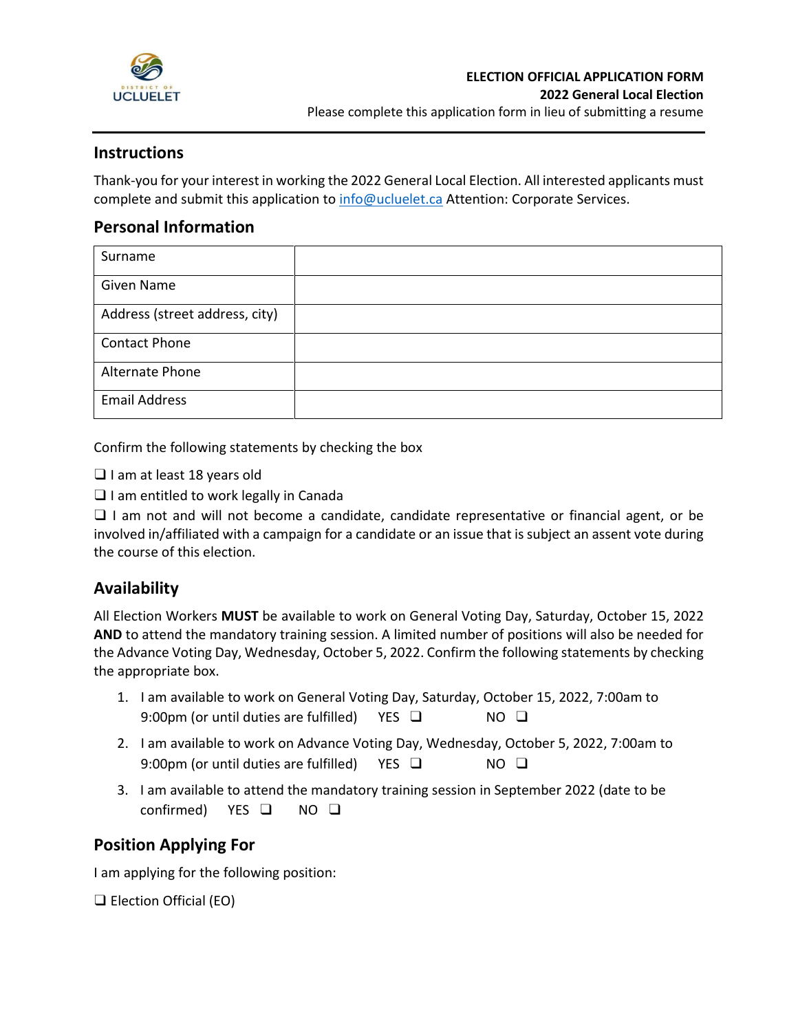**ELECTION OFFICIAL APPLICATION FORM**
**2022 General Local Election**
Please complete this application form in lieu of submitting a resume

## Instructions

Thank-you for your interest in working the 2022 General Local Election. All interested applicants must complete and submit this application to info@ucluelet.ca Attention: Corporate Services.

## Personal Information

| | |
|---|---|
| Surname | |
| Given Name | |
| Address (street address, city) | |
| Contact Phone | |
| Alternate Phone | |
| Email Address | |

Confirm the following statements by checking the box

❑ I am at least 18 years old

❑ I am entitled to work legally in Canada

❑ I am not and will not become a candidate, candidate representative or financial agent, or be involved in/affiliated with a campaign for a candidate or an issue that is subject an assent vote during the course of this election.

## Availability

All Election Workers **MUST** be available to work on General Voting Day, Saturday, October 15, 2022 **AND** to attend the mandatory training session. A limited number of positions will also be needed for the Advance Voting Day, Wednesday, October 5, 2022. Confirm the following statements by checking the appropriate box.

1. I am available to work on General Voting Day, Saturday, October 15, 2022, 7:00am to 9:00pm (or until duties are fulfilled) YES ❑ NO ❑
2. I am available to work on Advance Voting Day, Wednesday, October 5, 2022, 7:00am to 9:00pm (or until duties are fulfilled) YES ❑ NO ❑
3. I am available to attend the mandatory training session in September 2022 (date to be confirmed) YES ❑ NO ❑

## Position Applying For

I am applying for the following position:

❑ Election Official (EO)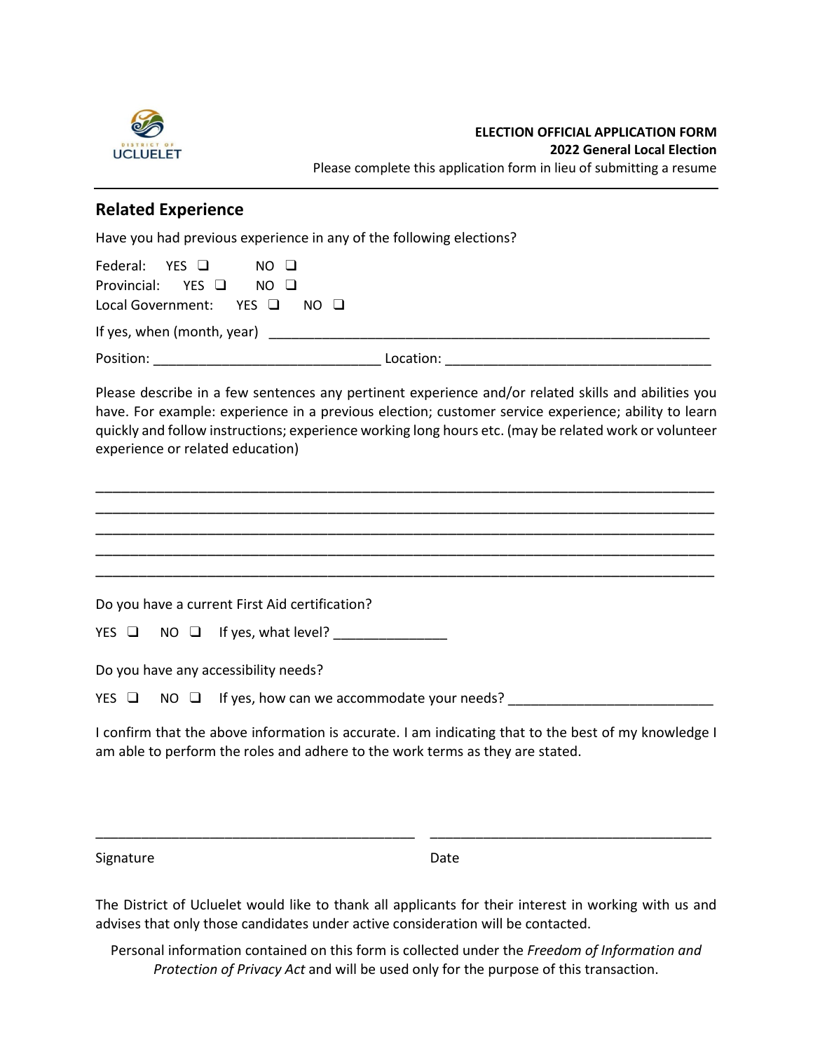**ELECTION OFFICIAL APPLICATION FORM**
**2022 General Local Election**
Please complete this application form in lieu of submitting a resume

## Related Experience

Have you had previous experience in any of the following elections?

Federal: YES ❑ NO ❑
Provincial: YES ❑ NO ❑
Local Government: YES ❑ NO ❑

If yes, when (month, year) ____________________________________________________________

Position: ______________________________ Location: ___________________________________

Please describe in a few sentences any pertinent experience and/or related skills and abilities you have. For example: experience in a previous election; customer service experience; ability to learn quickly and follow instructions; experience working long hours etc. (may be related work or volunteer experience or related education)

________________________________________________________________________________
________________________________________________________________________________
________________________________________________________________________________
________________________________________________________________________________
________________________________________________________________________________

Do you have a current First Aid certification?

YES ❑ NO ❑ If yes, what level? _______________

Do you have any accessibility needs?

YES ❑ NO ❑ If yes, how can we accommodate your needs? __________________________

I confirm that the above information is accurate. I am indicating that to the best of my knowledge I am able to perform the roles and adhere to the work terms as they are stated.

__________________________________________ _____________________________________

Signature Date

The District of Ucluelet would like to thank all applicants for their interest in working with us and advises that only those candidates under active consideration will be contacted.

Personal information contained on this form is collected under the *Freedom of Information and Protection of Privacy Act* and will be used only for the purpose of this transaction.